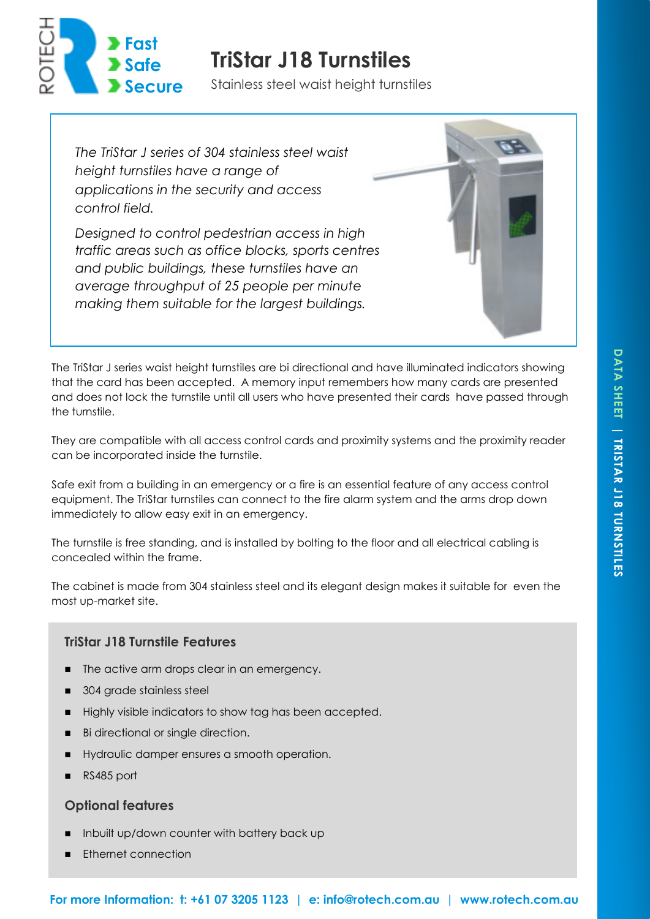ROTECH

Fast
Safe
Secure

# TriStar J18 Turnstiles

Stainless steel waist height turnstiles

*The TriStar J series of 304 stainless steel waist height turnstiles have a range of applications in the security and access control field.*

*Designed to control pedestrian access in high traffic areas such as office blocks, sports centres and public buildings, these turnstiles have an average throughput of 25 people per minute making them suitable for the largest buildings.*

The TriStar J series waist height turnstiles are bi directional and have illuminated indicators showing that the card has been accepted. A memory input remembers how many cards are presented and does not lock the turnstile until all users who have presented their cards have passed through the turnstile.

They are compatible with all access control cards and proximity systems and the proximity reader can be incorporated inside the turnstile.

Safe exit from a building in an emergency or a fire is an essential feature of any access control equipment. The TriStar turnstiles can connect to the fire alarm system and the arms drop down immediately to allow easy exit in an emergency.

The turnstile is free standing, and is installed by bolting to the floor and all electrical cabling is concealed within the frame.

The cabinet is made from 304 stainless steel and its elegant design makes it suitable for even the most up-market site.

## TriStar J18 Turnstile Features

- The active arm drops clear in an emergency.
- 304 grade stainless steel
- Highly visible indicators to show tag has been accepted.
- Bi directional or single direction.
- Hydraulic damper ensures a smooth operation.
- RS485 port

## Optional features

- Inbuilt up/down counter with battery back up
- Ethernet connection

**For more Information: t: +61 07 3205 1123 | e: info@rotech.com.au | www.rotech.com.au**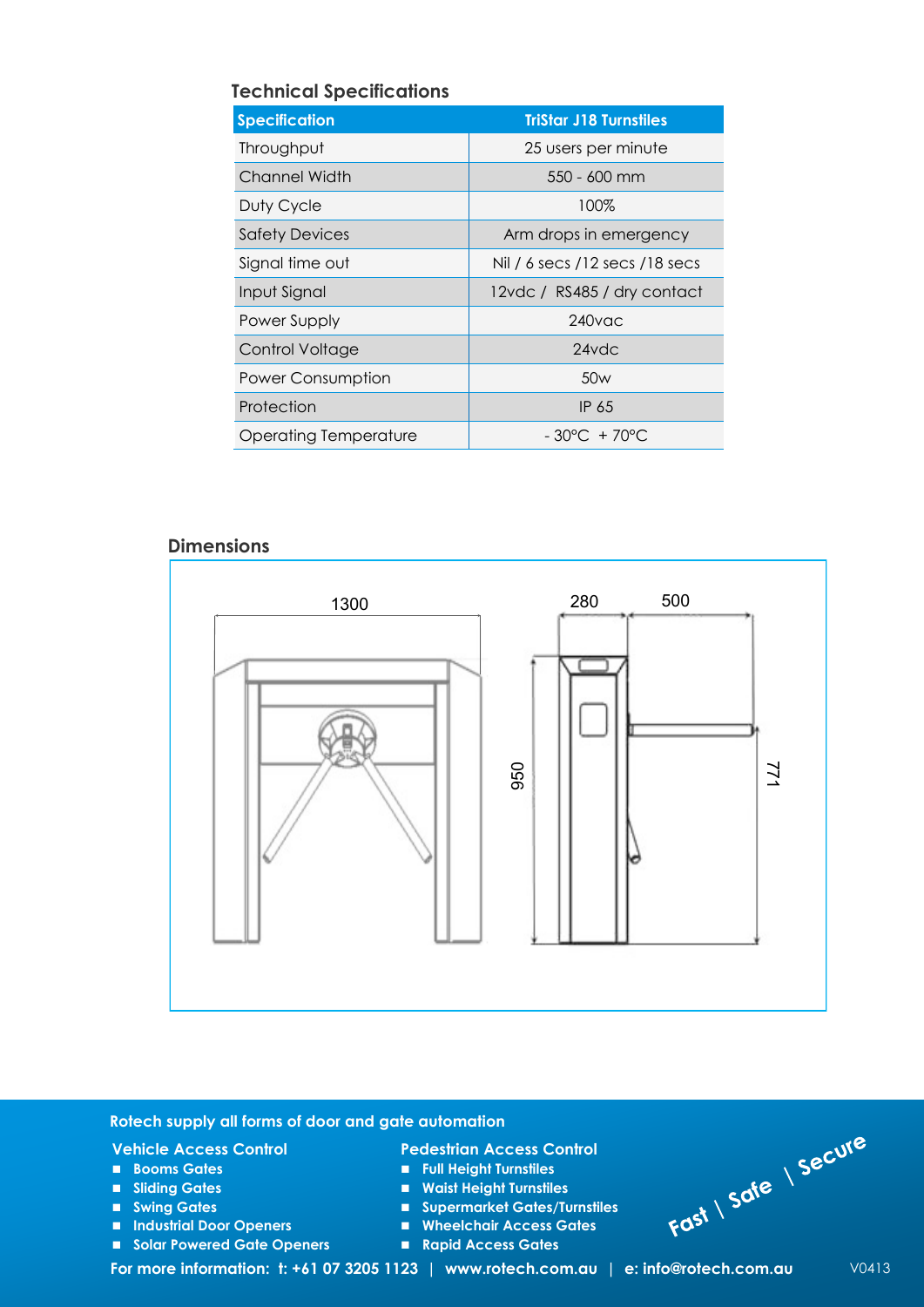## Technical Specifications

| Specification | TriStar J18 Turnstiles |
| --- | --- |
| Throughput | 25 users per minute |
| Channel Width | 550 - 600 mm |
| Duty Cycle | 100% |
| Safety Devices | Arm drops in emergency |
| Signal time out | Nil / 6 secs /12 secs /18 secs |
| Input Signal | 12vdc / RS485 / dry contact |
| Power Supply | 240vac |
| Control Voltage | 24vdc |
| Power Consumption | 50w |
| Protection | IP 65 |
| Operating Temperature | - 30°C + 70°C |

## Dimensions

1300

280

500

950

771

**Rotech supply all forms of door and gate automation**

**Vehicle Access Control**

- Booms Gates
- Sliding Gates
- Swing Gates
- Industrial Door Openers
- Solar Powered Gate Openers

**Pedestrian Access Control**

- Full Height Turnstiles
- Waist Height Turnstiles
- Supermarket Gates/Turnstiles
- Wheelchair Access Gates
- Rapid Access Gates

Fast | Safe | Secure

**For more information: t: +61 07 3205 1123 | www.rotech.com.au | e: info@rotech.com.au**

V0413